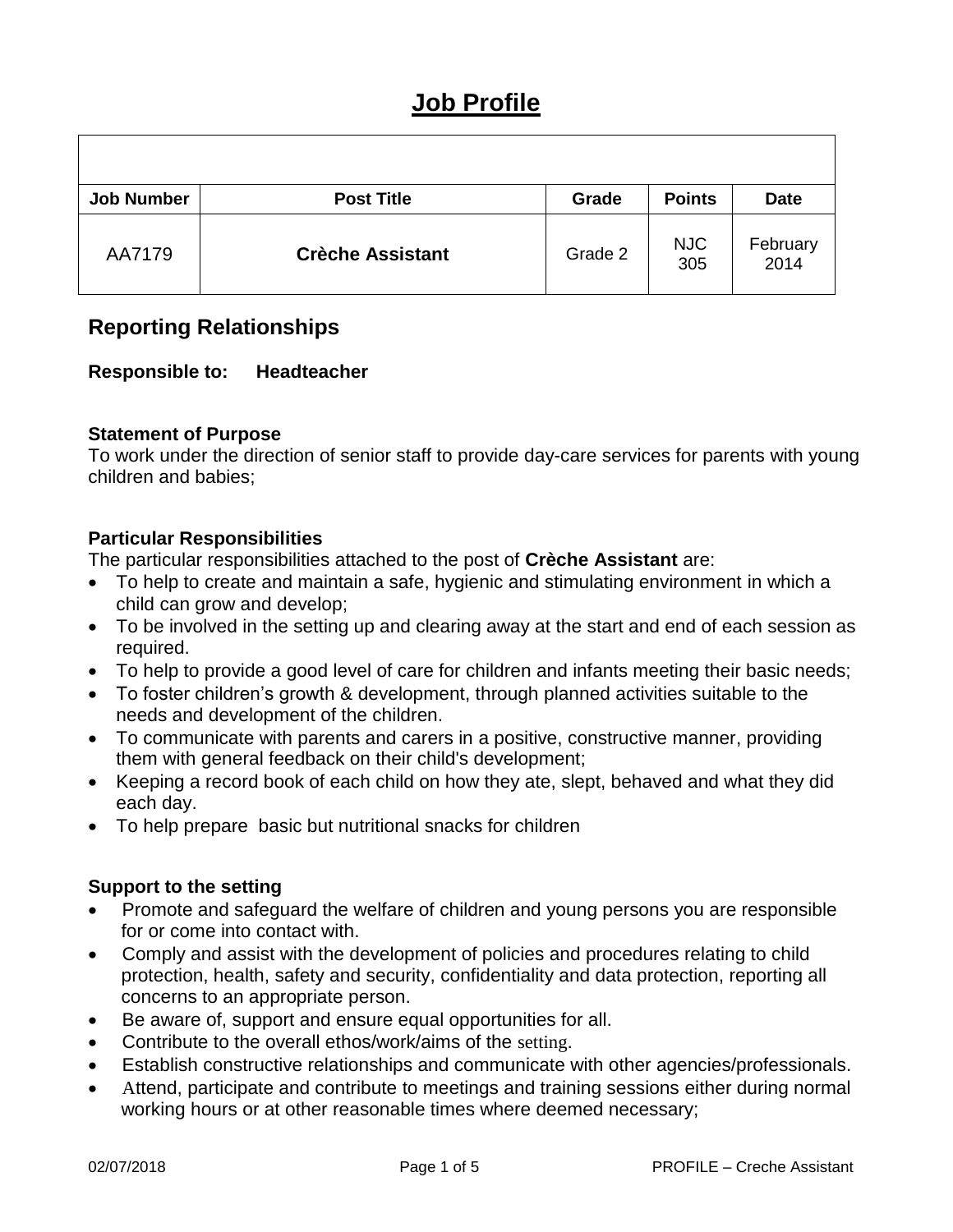# Job Profile

| Job Number | Post Title | Grade | Points | Date |
|---|---|---|---|---|
| AA7179 | **Crèche Assistant** | Grade 2 | NJC 305 | February 2014 |

## Reporting Relationships

**Responsible to: Headteacher**

**Statement of Purpose**
To work under the direction of senior staff to provide day-care services for parents with young children and babies;

**Particular Responsibilities**
The particular responsibilities attached to the post of **Crèche Assistant** are:

- To help to create and maintain a safe, hygienic and stimulating environment in which a child can grow and develop;
- To be involved in the setting up and clearing away at the start and end of each session as required.
- To help to provide a good level of care for children and infants meeting their basic needs;
- To foster children's growth & development, through planned activities suitable to the needs and development of the children.
- To communicate with parents and carers in a positive, constructive manner, providing them with general feedback on their child's development;
- Keeping a record book of each child on how they ate, slept, behaved and what they did each day.
- To help prepare basic but nutritional snacks for children

**Support to the setting**

- Promote and safeguard the welfare of children and young persons you are responsible for or come into contact with.
- Comply and assist with the development of policies and procedures relating to child protection, health, safety and security, confidentiality and data protection, reporting all concerns to an appropriate person.
- Be aware of, support and ensure equal opportunities for all.
- Contribute to the overall ethos/work/aims of the setting.
- Establish constructive relationships and communicate with other agencies/professionals.
- Attend, participate and contribute to meetings and training sessions either during normal working hours or at other reasonable times where deemed necessary;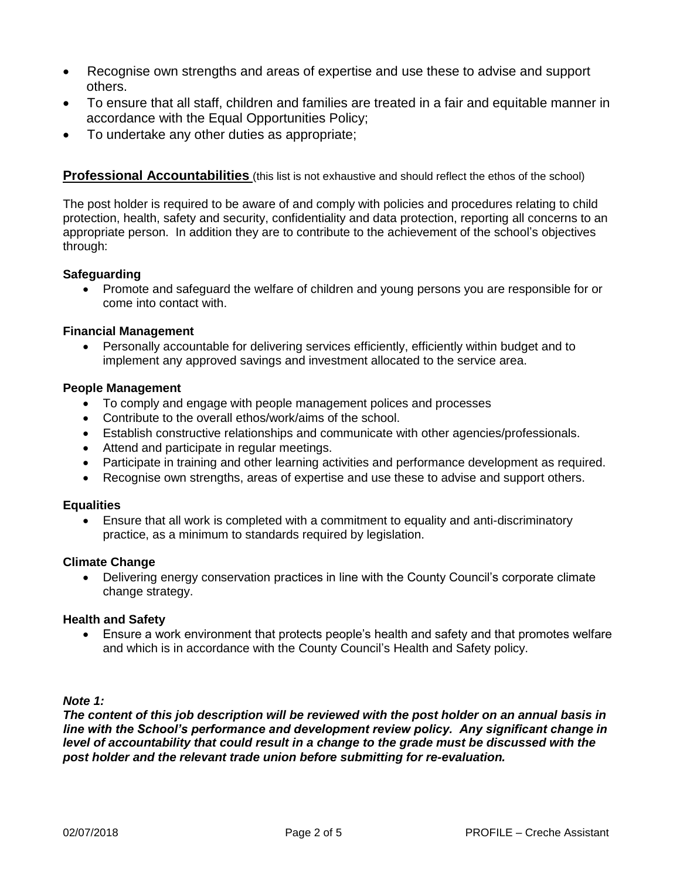- Recognise own strengths and areas of expertise and use these to advise and support others.
- To ensure that all staff, children and families are treated in a fair and equitable manner in accordance with the Equal Opportunities Policy;
- To undertake any other duties as appropriate;

## Professional Accountabilities (this list is not exhaustive and should reflect the ethos of the school)

The post holder is required to be aware of and comply with policies and procedures relating to child protection, health, safety and security, confidentiality and data protection, reporting all concerns to an appropriate person. In addition they are to contribute to the achievement of the school's objectives through:

**Safeguarding**

- Promote and safeguard the welfare of children and young persons you are responsible for or come into contact with.

**Financial Management**

- Personally accountable for delivering services efficiently, efficiently within budget and to implement any approved savings and investment allocated to the service area.

**People Management**

- To comply and engage with people management polices and processes
- Contribute to the overall ethos/work/aims of the school.
- Establish constructive relationships and communicate with other agencies/professionals.
- Attend and participate in regular meetings.
- Participate in training and other learning activities and performance development as required.
- Recognise own strengths, areas of expertise and use these to advise and support others.

**Equalities**

- Ensure that all work is completed with a commitment to equality and anti-discriminatory practice, as a minimum to standards required by legislation.

**Climate Change**

- Delivering energy conservation practices in line with the County Council's corporate climate change strategy.

**Health and Safety**

- Ensure a work environment that protects people's health and safety and that promotes welfare and which is in accordance with the County Council's Health and Safety policy.

***Note 1:***

***The content of this job description will be reviewed with the post holder on an annual basis in line with the School's performance and development review policy. Any significant change in level of accountability that could result in a change to the grade must be discussed with the post holder and the relevant trade union before submitting for re-evaluation.***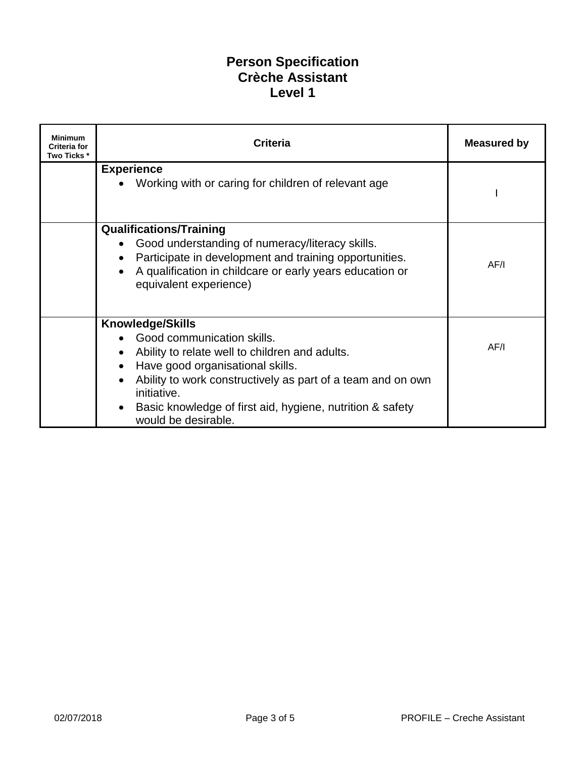# Person Specification
# Crèche Assistant
# Level 1

| Minimum Criteria for Two Ticks * | Criteria | Measured by |
| --- | --- | --- |
| | **Experience**<br>• Working with or caring for children of relevant age | I |
| | **Qualifications/Training**<br>• Good understanding of numeracy/literacy skills.<br>• Participate in development and training opportunities.<br>• A qualification in childcare or early years education or equivalent experience) | AF/I |
| | **Knowledge/Skills**<br>• Good communication skills.<br>• Ability to relate well to children and adults.<br>• Have good organisational skills.<br>• Ability to work constructively as part of a team and on own initiative.<br>• Basic knowledge of first aid, hygiene, nutrition & safety would be desirable. | AF/I |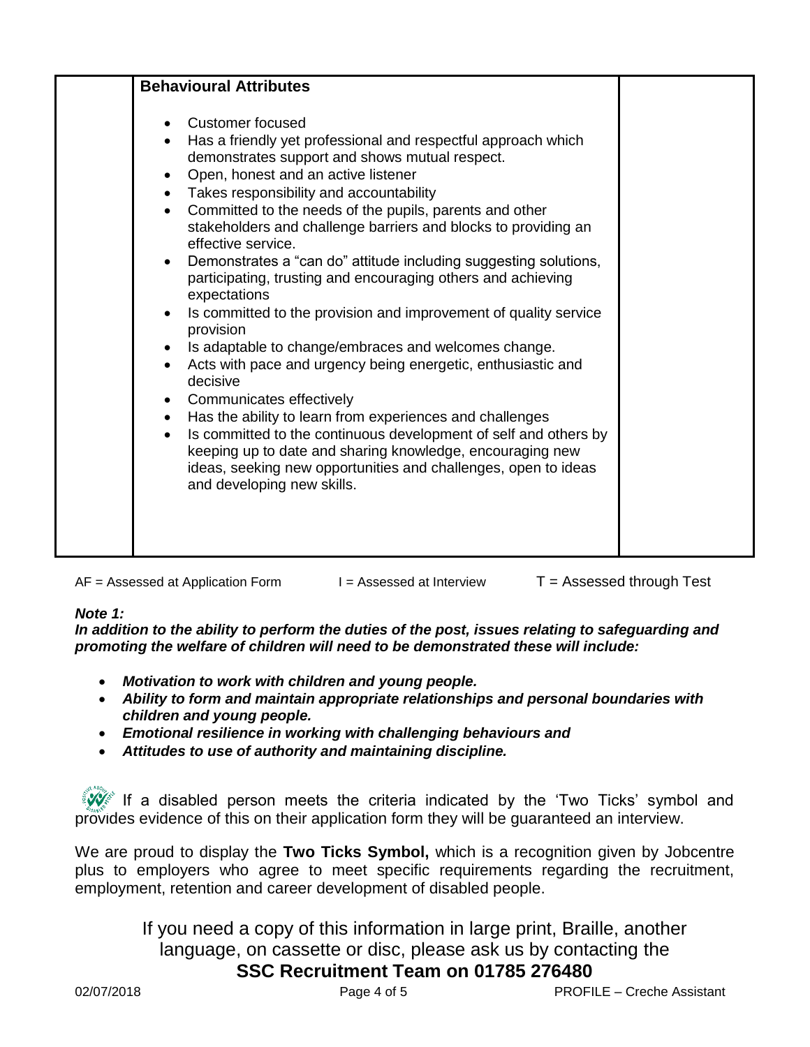| | | |
|---|---|---|
| | **Behavioural Attributes**<br><br>• Customer focused<br>• Has a friendly yet professional and respectful approach which demonstrates support and shows mutual respect.<br>• Open, honest and an active listener<br>• Takes responsibility and accountability<br>• Committed to the needs of the pupils, parents and other stakeholders and challenge barriers and blocks to providing an effective service.<br>• Demonstrates a "can do" attitude including suggesting solutions, participating, trusting and encouraging others and achieving expectations<br>• Is committed to the provision and improvement of quality service provision<br>• Is adaptable to change/embraces and welcomes change.<br>• Acts with pace and urgency being energetic, enthusiastic and decisive<br>• Communicates effectively<br>• Has the ability to learn from experiences and challenges<br>• Is committed to the continuous development of self and others by keeping up to date and sharing knowledge, encouraging new ideas, seeking new opportunities and challenges, open to ideas and developing new skills. | |

AF = Assessed at Application Form        I = Assessed at Interview        T = Assessed through Test

***Note 1:***

***In addition to the ability to perform the duties of the post, issues relating to safeguarding and promoting the welfare of children will need to be demonstrated these will include:***

- ***Motivation to work with children and young people.***
- ***Ability to form and maintain appropriate relationships and personal boundaries with children and young people.***
- ***Emotional resilience in working with challenging behaviours and***
- ***Attitudes to use of authority and maintaining discipline.***

If a disabled person meets the criteria indicated by the 'Two Ticks' symbol and provides evidence of this on their application form they will be guaranteed an interview.

We are proud to display the **Two Ticks Symbol,** which is a recognition given by Jobcentre plus to employers who agree to meet specific requirements regarding the recruitment, employment, retention and career development of disabled people.

If you need a copy of this information in large print, Braille, another language, on cassette or disc, please ask us by contacting the **SSC Recruitment Team on 01785 276480**